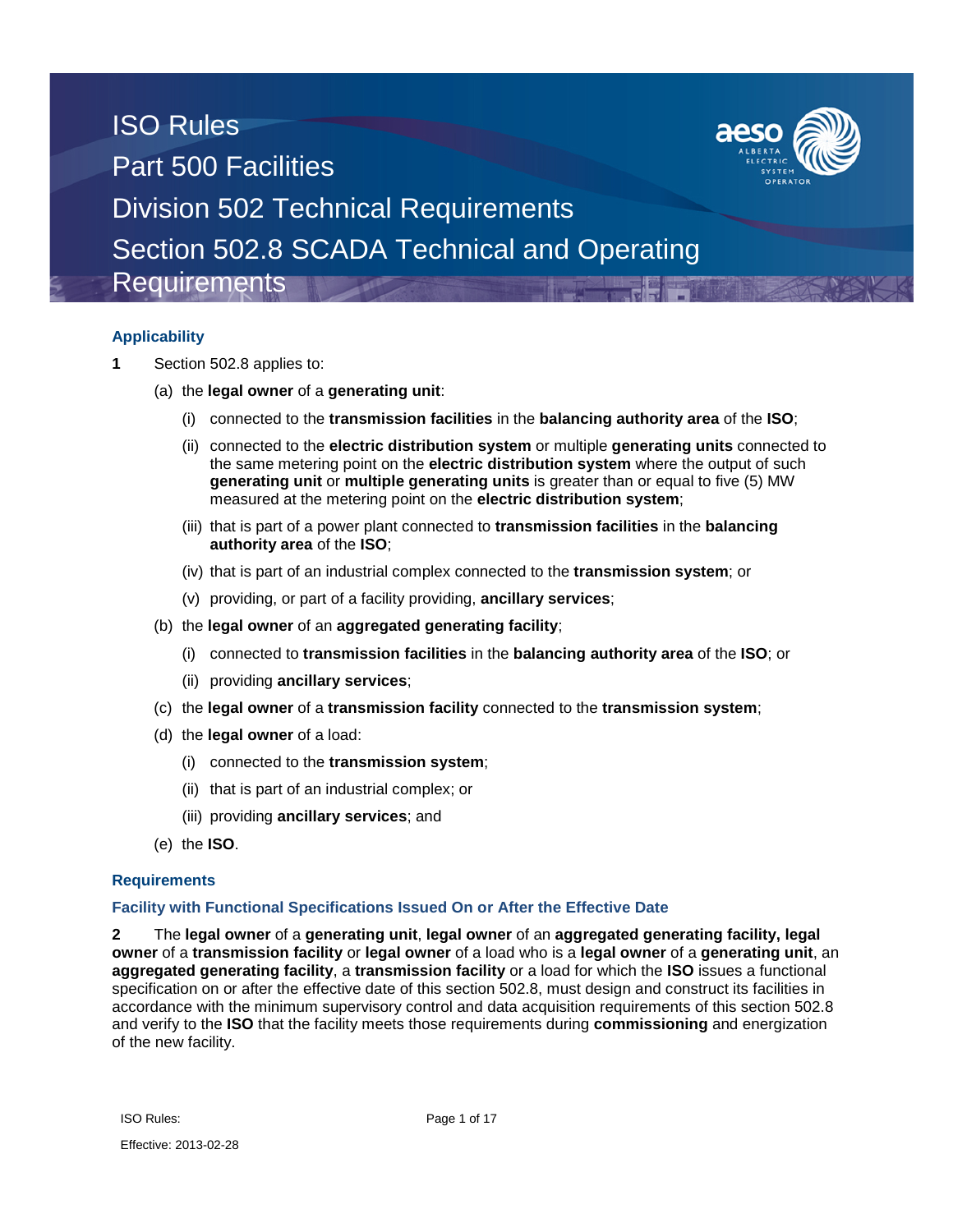# ISO Rules
# Part 500 Facilities
# Division 502 Technical Requirements
# Section 502.8 SCADA Technical and Operating Requirements

## Applicability

**1** Section 502.8 applies to:

(a) the **legal owner** of a **generating unit**:

  (i) connected to the **transmission facilities** in the **balancing authority area** of the **ISO**;

  (ii) connected to the **electric distribution system** or multiple **generating units** connected to the same metering point on the **electric distribution system** where the output of such **generating unit** or **multiple generating units** is greater than or equal to five (5) MW measured at the metering point on the **electric distribution system**;

  (iii) that is part of a power plant connected to **transmission facilities** in the **balancing authority area** of the **ISO**;

  (iv) that is part of an industrial complex connected to the **transmission system**; or

  (v) providing, or part of a facility providing, **ancillary services**;

(b) the **legal owner** of an **aggregated generating facility**;

  (i) connected to **transmission facilities** in the **balancing authority area** of the **ISO**; or

  (ii) providing **ancillary services**;

(c) the **legal owner** of a **transmission facility** connected to the **transmission system**;

(d) the **legal owner** of a load:

  (i) connected to the **transmission system**;

  (ii) that is part of an industrial complex; or

  (iii) providing **ancillary services**; and

(e) the **ISO**.

## Requirements

### Facility with Functional Specifications Issued On or After the Effective Date

**2** The **legal owner** of a **generating unit**, **legal owner** of an **aggregated generating facility, legal owner** of a **transmission facility** or **legal owner** of a load who is a **legal owner** of a **generating unit**, an **aggregated generating facility**, a **transmission facility** or a load for which the **ISO** issues a functional specification on or after the effective date of this section 502.8, must design and construct its facilities in accordance with the minimum supervisory control and data acquisition requirements of this section 502.8 and verify to the **ISO** that the facility meets those requirements during **commissioning** and energization of the new facility.

ISO Rules:

Effective: 2013-02-28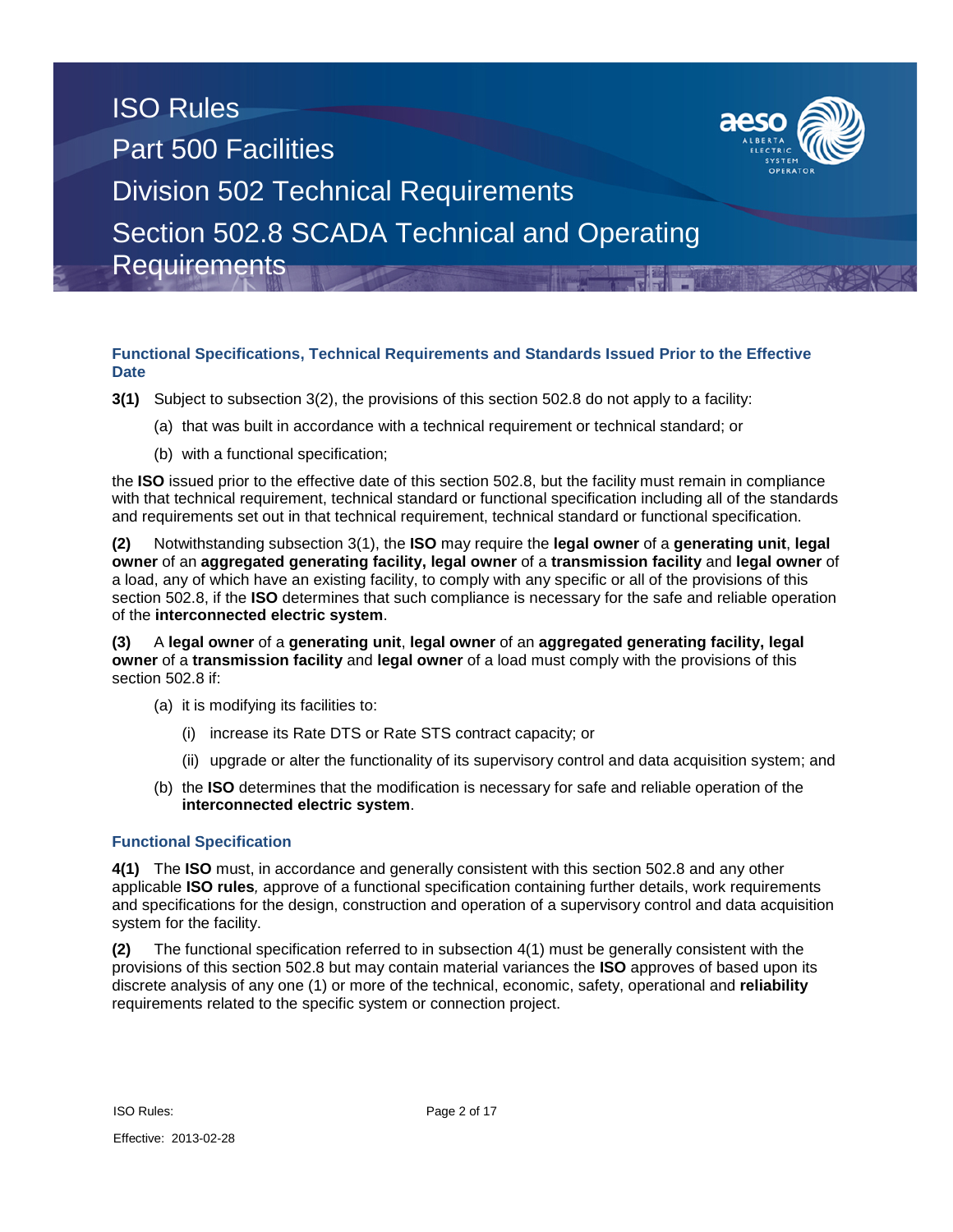### Functional Specifications, Technical Requirements and Standards Issued Prior to the Effective Date

**3(1)** Subject to subsection 3(2), the provisions of this section 502.8 do not apply to a facility:

(a) that was built in accordance with a technical requirement or technical standard; or

(b) with a functional specification;

the **ISO** issued prior to the effective date of this section 502.8, but the facility must remain in compliance with that technical requirement, technical standard or functional specification including all of the standards and requirements set out in that technical requirement, technical standard or functional specification.

**(2)** Notwithstanding subsection 3(1), the **ISO** may require the **legal owner** of a **generating unit**, **legal owner** of an **aggregated generating facility, legal owner** of a **transmission facility** and **legal owner** of a load, any of which have an existing facility, to comply with any specific or all of the provisions of this section 502.8, if the **ISO** determines that such compliance is necessary for the safe and reliable operation of the **interconnected electric system**.

**(3)** A **legal owner** of a **generating unit**, **legal owner** of an **aggregated generating facility, legal owner** of a **transmission facility** and **legal owner** of a load must comply with the provisions of this section 502.8 if:

(a) it is modifying its facilities to:

(i) increase its Rate DTS or Rate STS contract capacity; or

(ii) upgrade or alter the functionality of its supervisory control and data acquisition system; and

(b) the **ISO** determines that the modification is necessary for safe and reliable operation of the **interconnected electric system**.

### Functional Specification

**4(1)** The **ISO** must, in accordance and generally consistent with this section 502.8 and any other applicable **ISO rules***,* approve of a functional specification containing further details, work requirements and specifications for the design, construction and operation of a supervisory control and data acquisition system for the facility.

**(2)** The functional specification referred to in subsection 4(1) must be generally consistent with the provisions of this section 502.8 but may contain material variances the **ISO** approves of based upon its discrete analysis of any one (1) or more of the technical, economic, safety, operational and **reliability** requirements related to the specific system or connection project.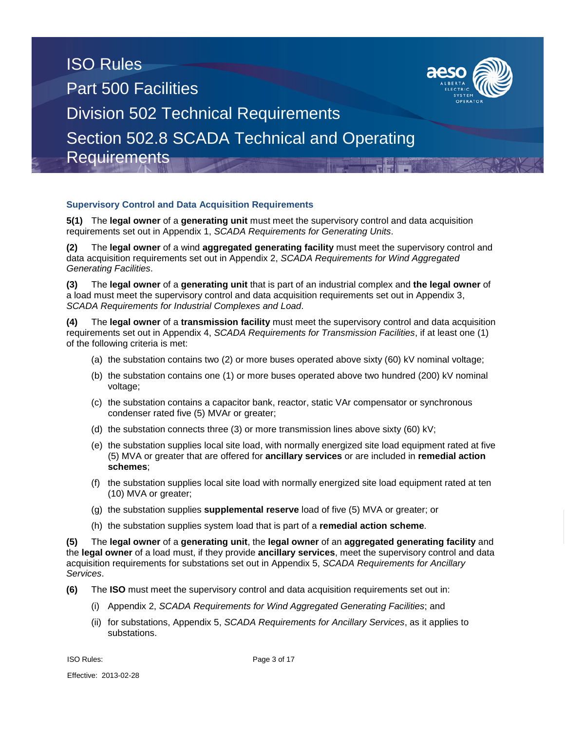### Supervisory Control and Data Acquisition Requirements

**5(1)** The **legal owner** of a **generating unit** must meet the supervisory control and data acquisition requirements set out in Appendix 1, *SCADA Requirements for Generating Units*.

**(2)** The **legal owner** of a wind **aggregated generating facility** must meet the supervisory control and data acquisition requirements set out in Appendix 2, *SCADA Requirements for Wind Aggregated Generating Facilities*.

**(3)** The **legal owner** of a **generating unit** that is part of an industrial complex and **the legal owner** of a load must meet the supervisory control and data acquisition requirements set out in Appendix 3, *SCADA Requirements for Industrial Complexes and Load*.

**(4)** The **legal owner** of a **transmission facility** must meet the supervisory control and data acquisition requirements set out in Appendix 4, *SCADA Requirements for Transmission Facilities*, if at least one (1) of the following criteria is met:

(a) the substation contains two (2) or more buses operated above sixty (60) kV nominal voltage;

(b) the substation contains one (1) or more buses operated above two hundred (200) kV nominal voltage;

(c) the substation contains a capacitor bank, reactor, static VAr compensator or synchronous condenser rated five (5) MVAr or greater;

(d) the substation connects three (3) or more transmission lines above sixty (60) kV;

(e) the substation supplies local site load, with normally energized site load equipment rated at five (5) MVA or greater that are offered for **ancillary services** or are included in **remedial action schemes**;

(f) the substation supplies local site load with normally energized site load equipment rated at ten (10) MVA or greater;

(g) the substation supplies **supplemental reserve** load of five (5) MVA or greater; or

(h) the substation supplies system load that is part of a **remedial action scheme**.

**(5)** The **legal owner** of a **generating unit**, the **legal owner** of an **aggregated generating facility** and the **legal owner** of a load must, if they provide **ancillary services**, meet the supervisory control and data acquisition requirements for substations set out in Appendix 5, *SCADA Requirements for Ancillary Services*.

**(6)** The **ISO** must meet the supervisory control and data acquisition requirements set out in:

(i) Appendix 2, *SCADA Requirements for Wind Aggregated Generating Facilities*; and

(ii) for substations, Appendix 5, *SCADA Requirements for Ancillary Services*, as it applies to substations.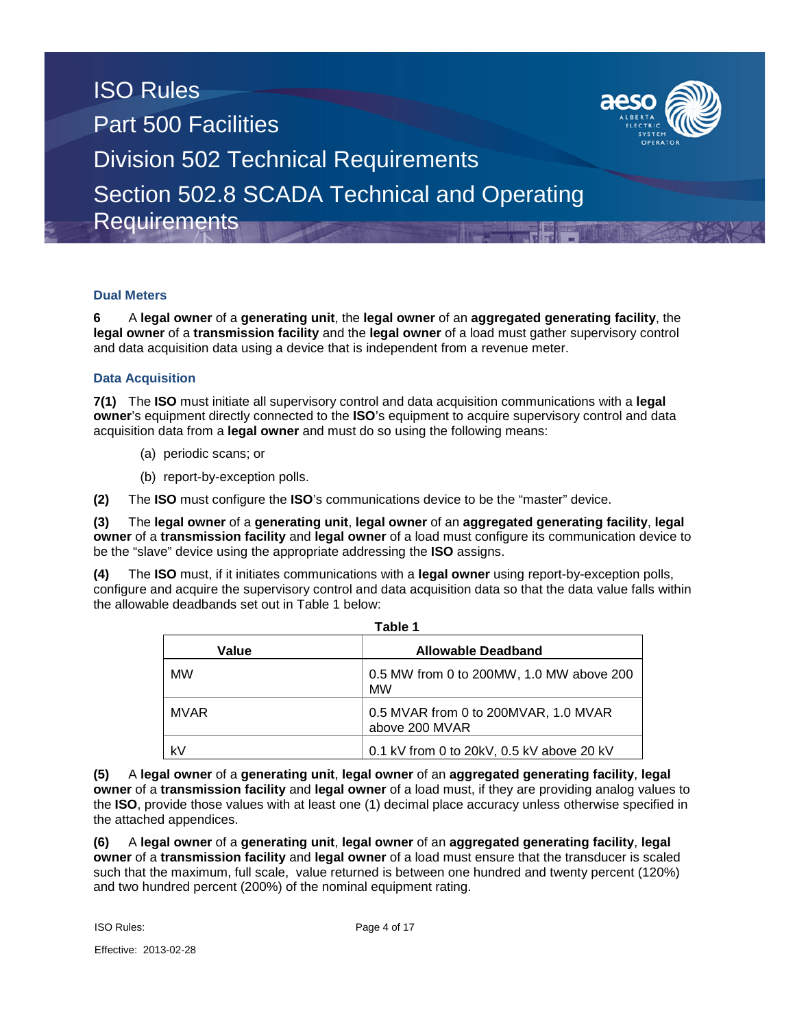### Dual Meters

**6** A **legal owner** of a **generating unit**, the **legal owner** of an **aggregated generating facility**, the **legal owner** of a **transmission facility** and the **legal owner** of a load must gather supervisory control and data acquisition data using a device that is independent from a revenue meter.

### Data Acquisition

**7(1)** The **ISO** must initiate all supervisory control and data acquisition communications with a **legal owner**'s equipment directly connected to the **ISO**'s equipment to acquire supervisory control and data acquisition data from a **legal owner** and must do so using the following means:

(a) periodic scans; or

(b) report-by-exception polls.

**(2)** The **ISO** must configure the **ISO**'s communications device to be the "master" device.

**(3)** The **legal owner** of a **generating unit**, **legal owner** of an **aggregated generating facility**, **legal owner** of a **transmission facility** and **legal owner** of a load must configure its communication device to be the "slave" device using the appropriate addressing the **ISO** assigns.

**(4)** The **ISO** must, if it initiates communications with a **legal owner** using report-by-exception polls, configure and acquire the supervisory control and data acquisition data so that the data value falls within the allowable deadbands set out in Table 1 below:

**Table 1**

| Value | Allowable Deadband |
|---|---|
| MW | 0.5 MW from 0 to 200MW, 1.0 MW above 200 MW |
| MVAR | 0.5 MVAR from 0 to 200MVAR, 1.0 MVAR above 200 MVAR |
| kV | 0.1 kV from 0 to 20kV, 0.5 kV above 20 kV |

**(5)** A **legal owner** of a **generating unit**, **legal owner** of an **aggregated generating facility**, **legal owner** of a **transmission facility** and **legal owner** of a load must, if they are providing analog values to the **ISO**, provide those values with at least one (1) decimal place accuracy unless otherwise specified in the attached appendices.

**(6)** A **legal owner** of a **generating unit**, **legal owner** of an **aggregated generating facility**, **legal owner** of a **transmission facility** and **legal owner** of a load must ensure that the transducer is scaled such that the maximum, full scale, value returned is between one hundred and twenty percent (120%) and two hundred percent (200%) of the nominal equipment rating.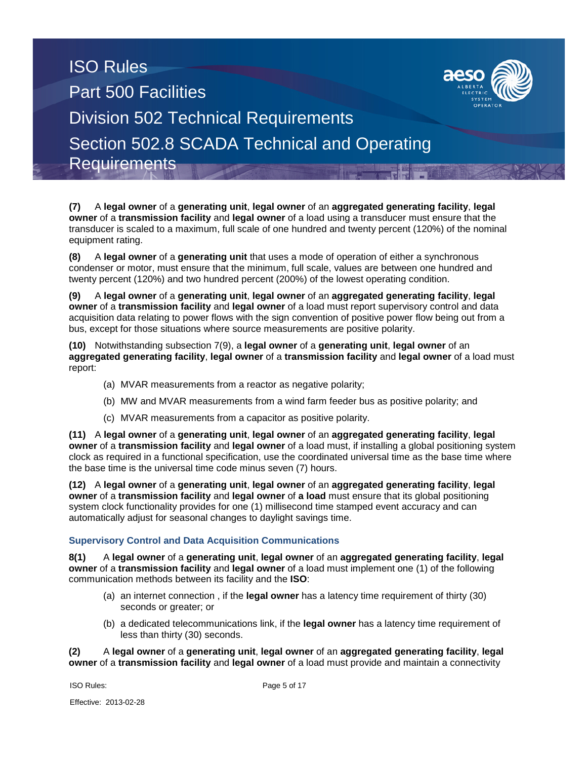**(7)** A **legal owner** of a **generating unit**, **legal owner** of an **aggregated generating facility**, **legal owner** of a **transmission facility** and **legal owner** of a load using a transducer must ensure that the transducer is scaled to a maximum, full scale of one hundred and twenty percent (120%) of the nominal equipment rating.

**(8)** A **legal owner** of a **generating unit** that uses a mode of operation of either a synchronous condenser or motor, must ensure that the minimum, full scale, values are between one hundred and twenty percent (120%) and two hundred percent (200%) of the lowest operating condition.

**(9)** A **legal owner** of a **generating unit**, **legal owner** of an **aggregated generating facility**, **legal owner** of a **transmission facility** and **legal owner** of a load must report supervisory control and data acquisition data relating to power flows with the sign convention of positive power flow being out from a bus, except for those situations where source measurements are positive polarity.

**(10)** Notwithstanding subsection 7(9), a **legal owner** of a **generating unit**, **legal owner** of an **aggregated generating facility**, **legal owner** of a **transmission facility** and **legal owner** of a load must report:

- (a) MVAR measurements from a reactor as negative polarity;
- (b) MW and MVAR measurements from a wind farm feeder bus as positive polarity; and
- (c) MVAR measurements from a capacitor as positive polarity.

**(11)** A **legal owner** of a **generating unit**, **legal owner** of an **aggregated generating facility**, **legal owner** of a **transmission facility** and **legal owner** of a load must, if installing a global positioning system clock as required in a functional specification, use the coordinated universal time as the base time where the base time is the universal time code minus seven (7) hours.

**(12)** A **legal owner** of a **generating unit**, **legal owner** of an **aggregated generating facility**, **legal owner** of a **transmission facility** and **legal owner** of **a load** must ensure that its global positioning system clock functionality provides for one (1) millisecond time stamped event accuracy and can automatically adjust for seasonal changes to daylight savings time.

### Supervisory Control and Data Acquisition Communications

**8(1)** A **legal owner** of a **generating unit**, **legal owner** of an **aggregated generating facility**, **legal owner** of a **transmission facility** and **legal owner** of a load must implement one (1) of the following communication methods between its facility and the **ISO**:

- (a) an internet connection , if the **legal owner** has a latency time requirement of thirty (30) seconds or greater; or
- (b) a dedicated telecommunications link, if the **legal owner** has a latency time requirement of less than thirty (30) seconds.

**(2)** A **legal owner** of a **generating unit**, **legal owner** of an **aggregated generating facility**, **legal owner** of a **transmission facility** and **legal owner** of a load must provide and maintain a connectivity

ISO Rules:

Effective: 2013-02-28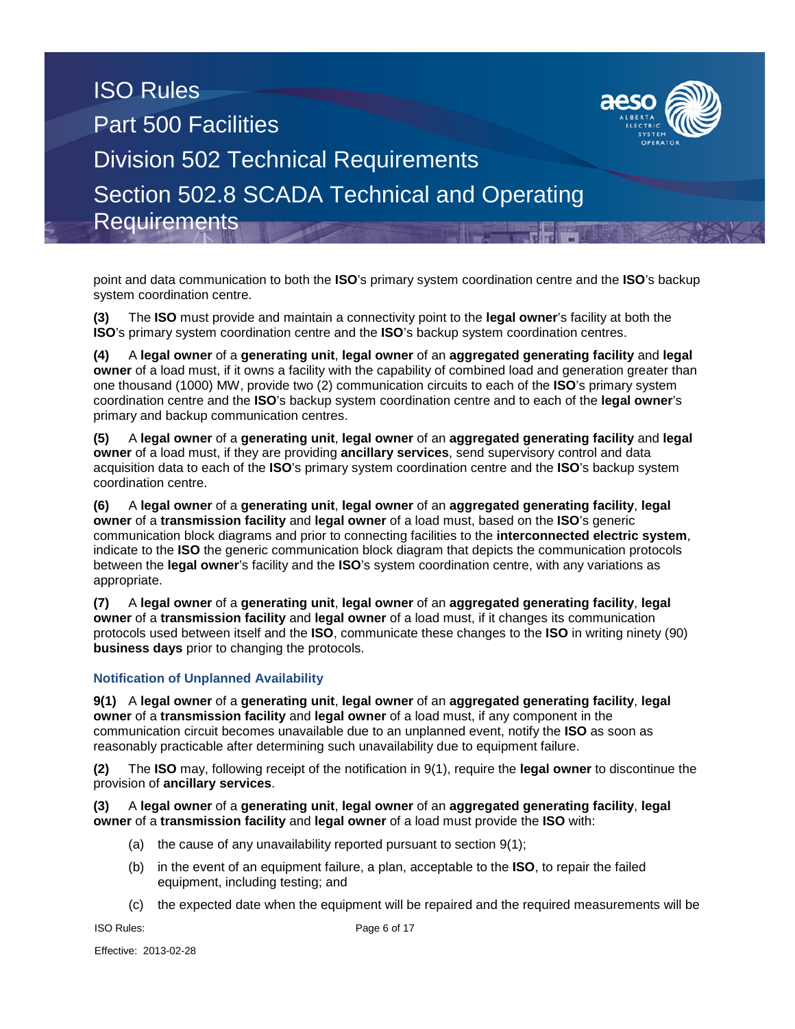point and data communication to both the **ISO**'s primary system coordination centre and the **ISO**'s backup system coordination centre.

**(3)** The **ISO** must provide and maintain a connectivity point to the **legal owner**'s facility at both the **ISO**'s primary system coordination centre and the **ISO**'s backup system coordination centres.

**(4)** A **legal owner** of a **generating unit**, **legal owner** of an **aggregated generating facility** and **legal owner** of a load must, if it owns a facility with the capability of combined load and generation greater than one thousand (1000) MW, provide two (2) communication circuits to each of the **ISO**'s primary system coordination centre and the **ISO**'s backup system coordination centre and to each of the **legal owner**'s primary and backup communication centres.

**(5)** A **legal owner** of a **generating unit**, **legal owner** of an **aggregated generating facility** and **legal owner** of a load must, if they are providing **ancillary services**, send supervisory control and data acquisition data to each of the **ISO**'s primary system coordination centre and the **ISO**'s backup system coordination centre.

**(6)** A **legal owner** of a **generating unit**, **legal owner** of an **aggregated generating facility**, **legal owner** of a **transmission facility** and **legal owner** of a load must, based on the **ISO**'s generic communication block diagrams and prior to connecting facilities to the **interconnected electric system**, indicate to the **ISO** the generic communication block diagram that depicts the communication protocols between the **legal owner**'s facility and the **ISO**'s system coordination centre, with any variations as appropriate.

**(7)** A **legal owner** of a **generating unit**, **legal owner** of an **aggregated generating facility**, **legal owner** of a **transmission facility** and **legal owner** of a load must, if it changes its communication protocols used between itself and the **ISO**, communicate these changes to the **ISO** in writing ninety (90) **business days** prior to changing the protocols.

### Notification of Unplanned Availability

**9(1)** A **legal owner** of a **generating unit**, **legal owner** of an **aggregated generating facility**, **legal owner** of a **transmission facility** and **legal owner** of a load must, if any component in the communication circuit becomes unavailable due to an unplanned event, notify the **ISO** as soon as reasonably practicable after determining such unavailability due to equipment failure.

**(2)** The **ISO** may, following receipt of the notification in 9(1), require the **legal owner** to discontinue the provision of **ancillary services**.

**(3)** A **legal owner** of a **generating unit**, **legal owner** of an **aggregated generating facility**, **legal owner** of a **transmission facility** and **legal owner** of a load must provide the **ISO** with:

(a) the cause of any unavailability reported pursuant to section 9(1);

(b) in the event of an equipment failure, a plan, acceptable to the **ISO**, to repair the failed equipment, including testing; and

(c) the expected date when the equipment will be repaired and the required measurements will be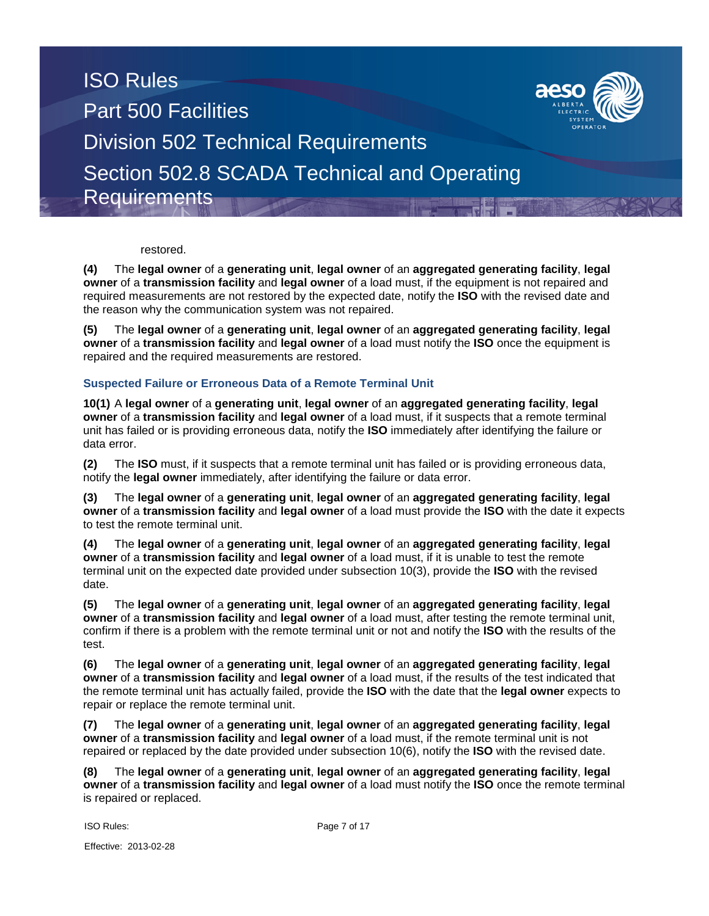restored.

**(4)** The **legal owner** of a **generating unit**, **legal owner** of an **aggregated generating facility**, **legal owner** of a **transmission facility** and **legal owner** of a load must, if the equipment is not repaired and required measurements are not restored by the expected date, notify the **ISO** with the revised date and the reason why the communication system was not repaired.

**(5)** The **legal owner** of a **generating unit**, **legal owner** of an **aggregated generating facility**, **legal owner** of a **transmission facility** and **legal owner** of a load must notify the **ISO** once the equipment is repaired and the required measurements are restored.

### Suspected Failure or Erroneous Data of a Remote Terminal Unit

**10(1)** A **legal owner** of a **generating unit**, **legal owner** of an **aggregated generating facility**, **legal owner** of a **transmission facility** and **legal owner** of a load must, if it suspects that a remote terminal unit has failed or is providing erroneous data, notify the **ISO** immediately after identifying the failure or data error.

**(2)** The **ISO** must, if it suspects that a remote terminal unit has failed or is providing erroneous data, notify the **legal owner** immediately, after identifying the failure or data error.

**(3)** The **legal owner** of a **generating unit**, **legal owner** of an **aggregated generating facility**, **legal owner** of a **transmission facility** and **legal owner** of a load must provide the **ISO** with the date it expects to test the remote terminal unit.

**(4)** The **legal owner** of a **generating unit**, **legal owner** of an **aggregated generating facility**, **legal owner** of a **transmission facility** and **legal owner** of a load must, if it is unable to test the remote terminal unit on the expected date provided under subsection 10(3), provide the **ISO** with the revised date.

**(5)** The **legal owner** of a **generating unit**, **legal owner** of an **aggregated generating facility**, **legal owner** of a **transmission facility** and **legal owner** of a load must, after testing the remote terminal unit, confirm if there is a problem with the remote terminal unit or not and notify the **ISO** with the results of the test.

**(6)** The **legal owner** of a **generating unit**, **legal owner** of an **aggregated generating facility**, **legal owner** of a **transmission facility** and **legal owner** of a load must, if the results of the test indicated that the remote terminal unit has actually failed, provide the **ISO** with the date that the **legal owner** expects to repair or replace the remote terminal unit.

**(7)** The **legal owner** of a **generating unit**, **legal owner** of an **aggregated generating facility**, **legal owner** of a **transmission facility** and **legal owner** of a load must, if the remote terminal unit is not repaired or replaced by the date provided under subsection 10(6), notify the **ISO** with the revised date.

**(8)** The **legal owner** of a **generating unit**, **legal owner** of an **aggregated generating facility**, **legal owner** of a **transmission facility** and **legal owner** of a load must notify the **ISO** once the remote terminal is repaired or replaced.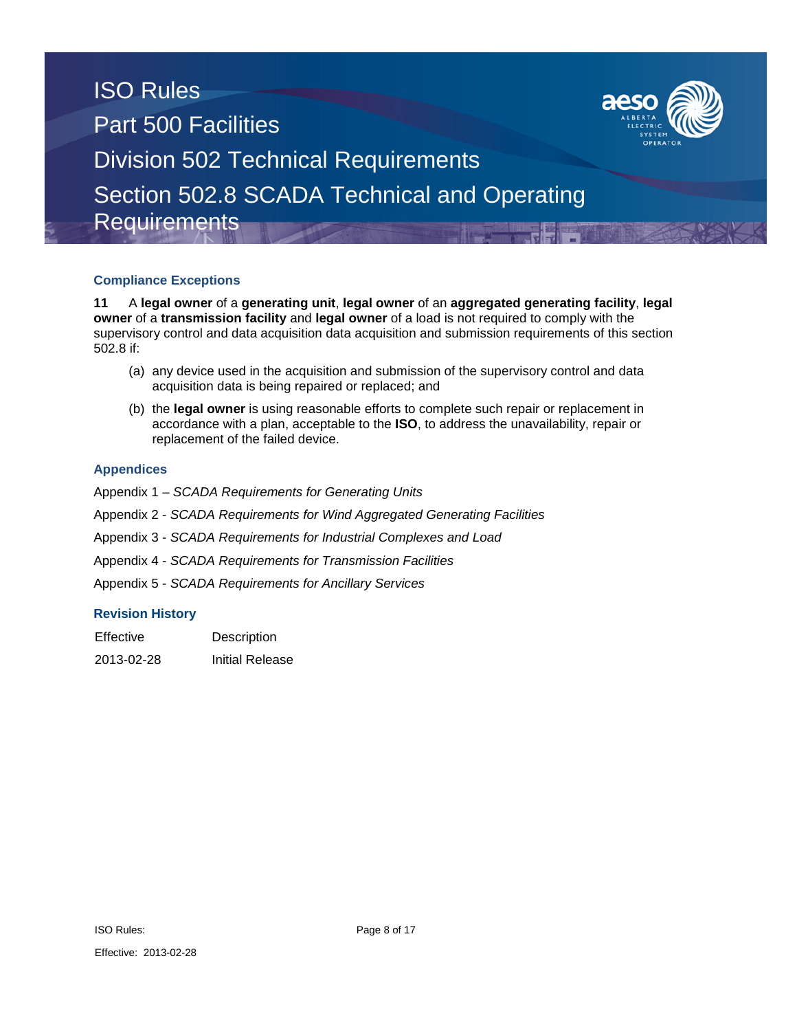## Compliance Exceptions

**11** A **legal owner** of a **generating unit**, **legal owner** of an **aggregated generating facility**, **legal owner** of a **transmission facility** and **legal owner** of a load is not required to comply with the supervisory control and data acquisition data acquisition and submission requirements of this section 502.8 if:

(a) any device used in the acquisition and submission of the supervisory control and data acquisition data is being repaired or replaced; and

(b) the **legal owner** is using reasonable efforts to complete such repair or replacement in accordance with a plan, acceptable to the **ISO**, to address the unavailability, repair or replacement of the failed device.

## Appendices

Appendix 1 – *SCADA Requirements for Generating Units*

Appendix 2 - *SCADA Requirements for Wind Aggregated Generating Facilities*

Appendix 3 - *SCADA Requirements for Industrial Complexes and Load*

Appendix 4 - *SCADA Requirements for Transmission Facilities*

Appendix 5 - *SCADA Requirements for Ancillary Services*

## Revision History

| Effective | Description |
|---|---|
| 2013-02-28 | Initial Release |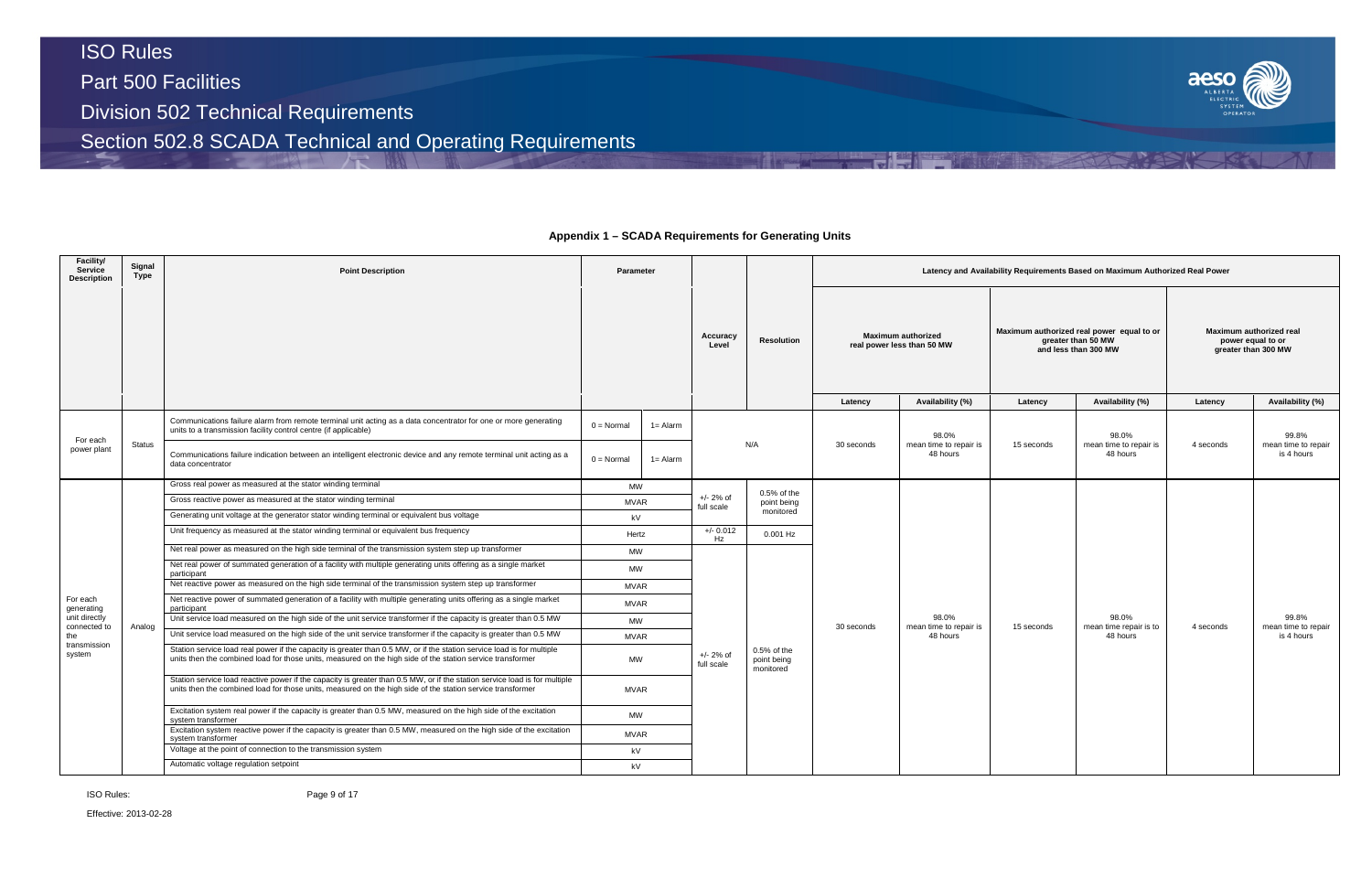## Appendix 1 – SCADA Requirements for Generating Units

| Facility/ Service Description | Signal Type | Point Description | Parameter | | Accuracy Level | Resolution | Latency and Availability Requirements Based on Maximum Authorized Real Power | | | | | |
|---|---|---|---|---|---|---|---|---|---|---|---|---|
| | | | | | | | Maximum authorized real power less than 50 MW | | Maximum authorized real power equal to or greater than 50 MW and less than 300 MW | | Maximum authorized real power equal to or greater than 300 MW | |
| | | | | | | | Latency | Availability (%) | Latency | Availability (%) | Latency | Availability (%) |
| For each power plant | Status | Communications failure alarm from remote terminal unit acting as a data concentrator for one or more generating units to a transmission facility control centre (if applicable) | 0 = Normal | 1= Alarm | N/A | | 30 seconds | 98.0% mean time to repair is 48 hours | 15 seconds | 98.0% mean time to repair is 48 hours | 4 seconds | 99.8% mean time to repair is 4 hours |
| | | Communications failure indication between an intelligent electronic device and any remote terminal unit acting as a data concentrator | 0 = Normal | 1= Alarm | | | | | | | | |
| For each generating unit directly connected to the transmission system | Analog | Gross real power as measured at the stator winding terminal | MW | | +/- 2% of full scale | 0.5% of the point being monitored | 30 seconds | 98.0% mean time to repair is 48 hours | 15 seconds | 98.0% mean time repair is to 48 hours | 4 seconds | 99.8% mean time to repair is 4 hours |
| | | Gross reactive power as measured at the stator winding terminal | MVAR | | | | | | | | | |
| | | Generating unit voltage at the generator stator winding terminal or equivalent bus voltage | kV | | | | | | | | | |
| | | Unit frequency as measured at the stator winding terminal or equivalent bus frequency | Hertz | | +/- 0.012 Hz | 0.001 Hz | | | | | | |
| | | Net real power as measured on the high side terminal of the transmission system step up transformer | MW | | +/- 2% of full scale | 0.5% of the point being monitored | | | | | | |
| | | Net real power of summated generation of a facility with multiple generating units offering as a single market participant | MW | | | | | | | | | |
| | | Net reactive power as measured on the high side terminal of the transmission system step up transformer | MVAR | | | | | | | | | |
| | | Net reactive power of summated generation of a facility with multiple generating units offering as a single market participant | MVAR | | | | | | | | | |
| | | Unit service load measured on the high side of the unit service transformer if the capacity is greater than 0.5 MW | MW | | | | | | | | | |
| | | Unit service load measured on the high side of the unit service transformer if the capacity is greater than 0.5 MW | MVAR | | | | | | | | | |
| | | Station service load real power if the capacity is greater than 0.5 MW, or if the station service load is for multiple units then the combined load for those units, measured on the high side of the station service transformer | MW | | | | | | | | | |
| | | Station service load reactive power if the capacity is greater than 0.5 MW, or if the station service load is for multiple units then the combined load for those units, measured on the high side of the station service transformer | MVAR | | | | | | | | | |
| | | Excitation system real power if the capacity is greater than 0.5 MW, measured on the high side of the excitation system transformer | MW | | | | | | | | | |
| | | Excitation system reactive power if the capacity is greater than 0.5 MW, measured on the high side of the excitation system transformer | MVAR | | | | | | | | | |
| | | Voltage at the point of connection to the transmission system | kV | | | | | | | | | |
| | | Automatic voltage regulation setpoint | kV | | | | | | | | | |

Effective: 2013-02-28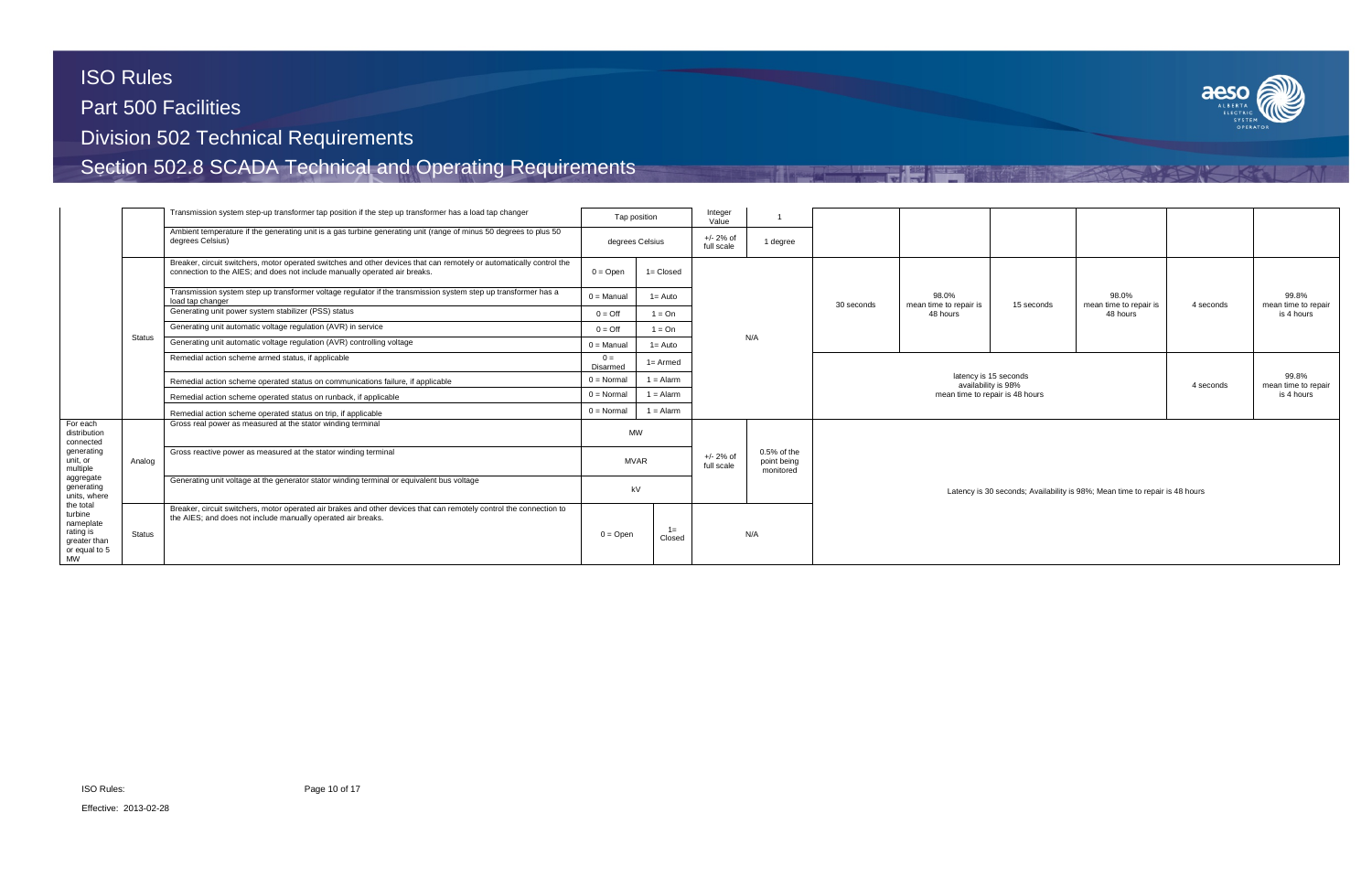| | | | | | | | | | | | | | |
|---|---|---|---|---|---|---|---|---|---|---|---|---|---|
| | | Transmission system step-up transformer tap position if the step up transformer has a load tap changer | Tap position | | Integer Value | 1 | | | | | | | |
| | | Ambient temperature if the generating unit is a gas turbine generating unit (range of minus 50 degrees to plus 50 degrees Celsius) | degrees Celsius | | +/- 2% of full scale | 1 degree | | | | | | | |
| | Status | Breaker, circuit switchers, motor operated switches and other devices that can remotely or automatically control the connection to the AIES; and does not include manually operated air breaks. | 0 = Open | 1= Closed | N/A | | 30 seconds | 98.0% mean time to repair is 48 hours | 15 seconds | 98.0% mean time to repair is 48 hours | 4 seconds | 99.8% mean time to repair is 4 hours |
| | | Transmission system step up transformer voltage regulator if the transmission system step up transformer has a load tap changer | 0 = Manual | 1= Auto | | | | | | | | |
| | | Generating unit power system stabilizer (PSS) status | 0 = Off | 1 = On | | | | | | | | |
| | | Generating unit automatic voltage regulation (AVR) in service | 0 = Off | 1 = On | | | | | | | | |
| | | Generating unit automatic voltage regulation (AVR) controlling voltage | 0 = Manual | 1= Auto | | | | | | | | |
| | | Remedial action scheme armed status, if applicable | 0 = Disarmed | 1= Armed | | | latency is 15 seconds availability is 98% mean time to repair is 48 hours | | | | 4 seconds | 99.8% mean time to repair is 4 hours |
| | | Remedial action scheme operated status on communications failure, if applicable | 0 = Normal | 1 = Alarm | | | | | | | | |
| | | Remedial action scheme operated status on runback, if applicable | 0 = Normal | 1 = Alarm | | | | | | | | |
| | | Remedial action scheme operated status on trip, if applicable | 0 = Normal | 1 = Alarm | | | | | | | | |
| For each distribution connected generating unit, or multiple aggregate generating units, where the total turbine nameplate rating is greater than or equal to 5 MW | Analog | Gross real power as measured at the stator winding terminal | MW | | +/- 2% of full scale | 0.5% of the point being monitored | Latency is 30 seconds; Availability is 98%; Mean time to repair is 48 hours | | | | | |
| | | Gross reactive power as measured at the stator winding terminal | MVAR | | | | | | | | | |
| | | Generating unit voltage at the generator stator winding terminal or equivalent bus voltage | kV | | | | | | | | | |
| | Status | Breaker, circuit switchers, motor operated air brakes and other devices that can remotely control the connection to the AIES; and does not include manually operated air breaks. | 0 = Open | 1= Closed | N/A | | | | | | | |

Effective: 2013-02-28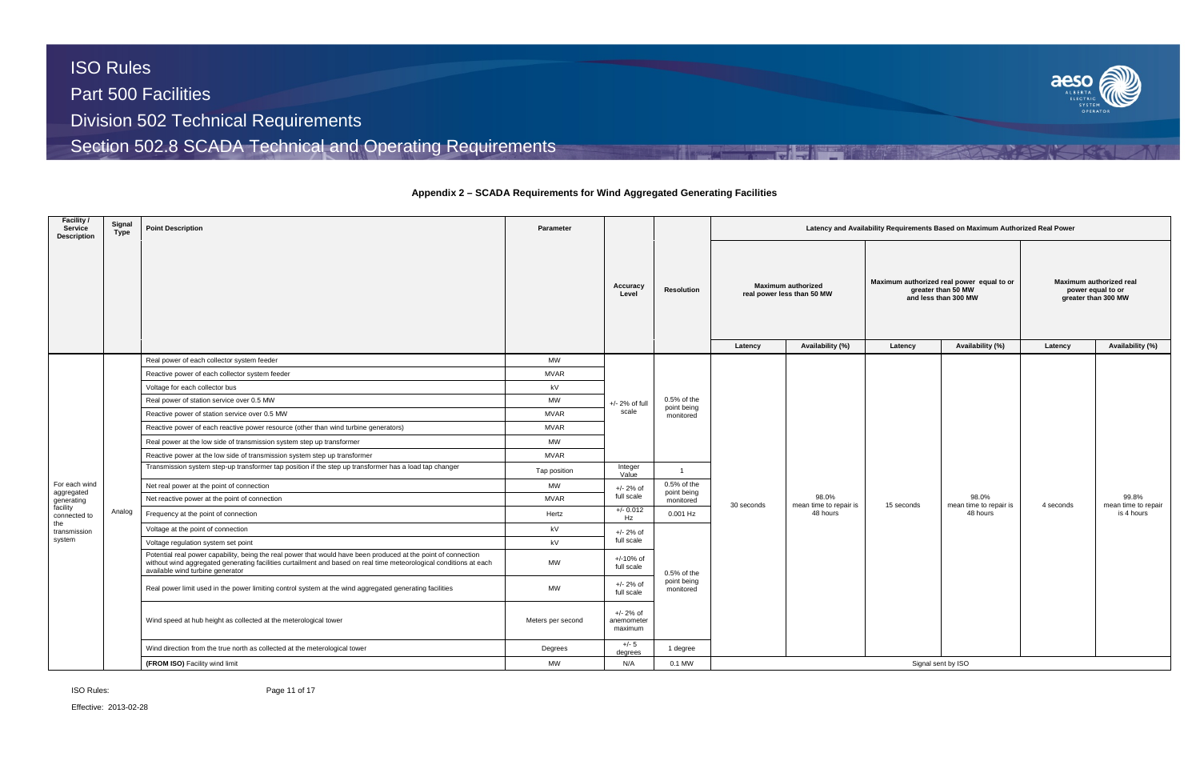# Appendix 2 – SCADA Requirements for Wind Aggregated Generating Facilities

| Facility / Service Description | Signal Type | Point Description | Parameter | Accuracy Level | Resolution | Latency and Availability Requirements Based on Maximum Authorized Real Power | | | | | |
|---|---|---|---|---|---|---|---|---|---|---|---|
| | | | | | | Maximum authorized real power less than 50 MW | | Maximum authorized real power equal to or greater than 50 MW and less than 300 MW | | Maximum authorized real power equal to or greater than 300 MW | |
| | | | | | | Latency | Availability (%) | Latency | Availability (%) | Latency | Availability (%) |
| For each wind aggregated generating facility connected to the transmission system | Analog | Real power of each collector system feeder | MW | +/- 2% of full scale | 0.5% of the point being monitored | 30 seconds | 98.0% mean time to repair is 48 hours | 15 seconds | 98.0% mean time to repair is 48 hours | 4 seconds | 99.8% mean time to repair is 4 hours |
| | | Reactive power of each collector system feeder | MVAR | | | | | | | | |
| | | Voltage for each collector bus | kV | | | | | | | | |
| | | Real power of station service over 0.5 MW | MW | | | | | | | | |
| | | Reactive power of station service over 0.5 MW | MVAR | | | | | | | | |
| | | Reactive power of each reactive power resource (other than wind turbine generators) | MVAR | | | | | | | | |
| | | Real power at the low side of transmission system step up transformer | MW | | | | | | | | |
| | | Reactive power at the low side of transmission system step up transformer | MVAR | | | | | | | | |
| | | Transmission system step-up transformer tap position if the step up transformer has a load tap changer | Tap position | Integer Value | 1 | | | | | | |
| | | Net real power at the point of connection | MW | +/- 2% of full scale | 0.5% of the point being monitored | | | | | | |
| | | Net reactive power at the point of connection | MVAR | | | | | | | | |
| | | Frequency at the point of connection | Hertz | +/- 0.012 Hz | 0.001 Hz | | | | | | |
| | | Voltage at the point of connection | kV | +/- 2% of full scale | 0.5% of the point being monitored | | | | | | |
| | | Voltage regulation system set point | kV | | | | | | | | |
| | | Potential real power capability, being the real power that would have been produced at the point of connection without wind aggregated generating facilities curtailment and based on real time meteorological conditions at each available wind turbine generator | MW | +/-10% of full scale | | | | | | | |
| | | Real power limit used in the power limiting control system at the wind aggregated generating facilities | MW | +/- 2% of full scale | | | | | | | |
| | | Wind speed at hub height as collected at the meterological tower | Meters per second | +/- 2% of anemometer maximum | | | | | | | |
| | | Wind direction from the true north as collected at the meterological tower | Degrees | +/- 5 degrees | 1 degree | | | | | | |
| | | **(FROM ISO)** Facility wind limit | MW | N/A | 0.1 MW | Signal sent by ISO | | | | | |

Effective: 2013-02-28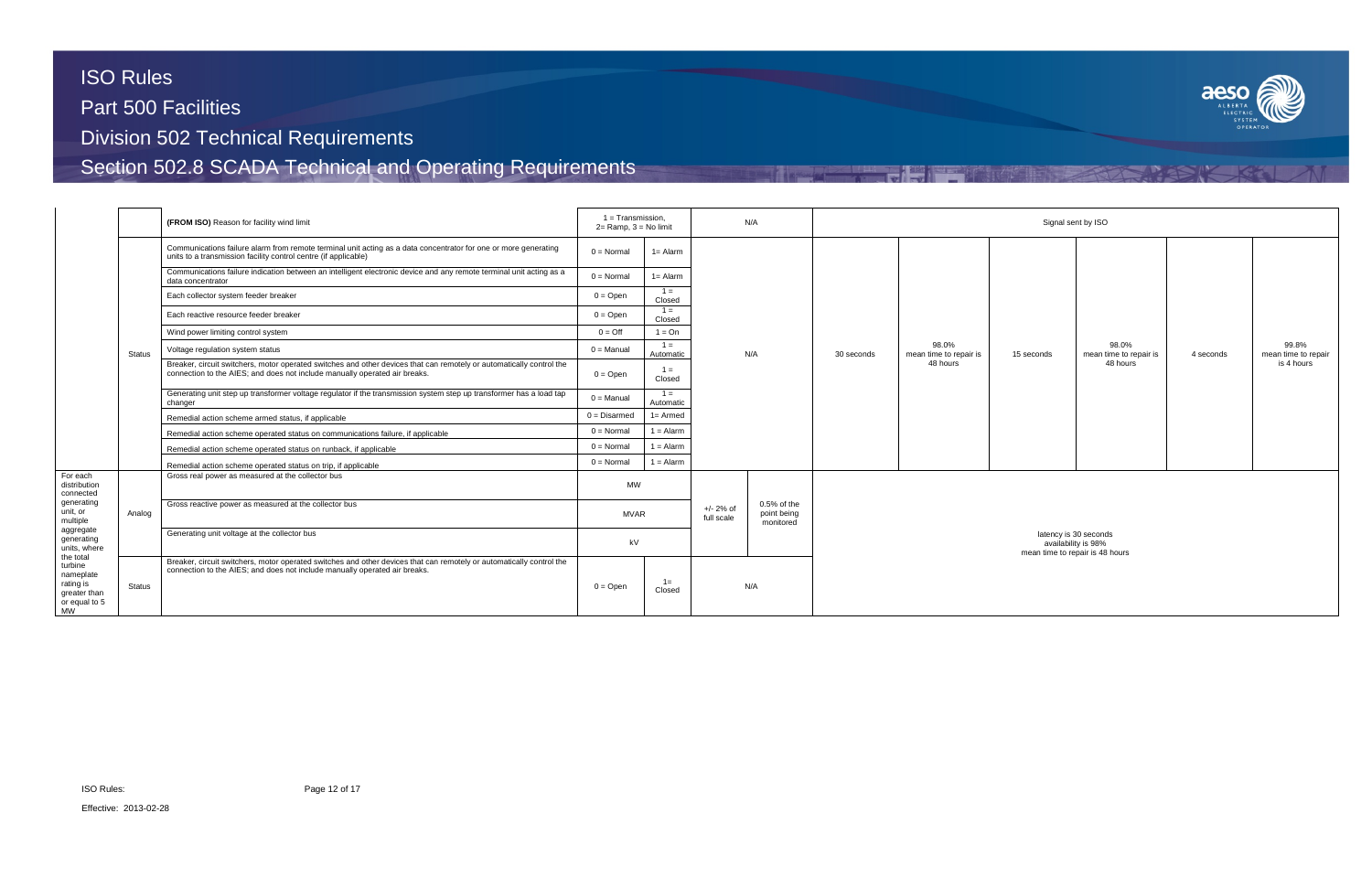| | | | | | | | | | | | | | |
|---|---|---|---|---|---|---|---|---|---|---|---|---|---|
| | | **(FROM ISO)** Reason for facility wind limit | 1 = Transmission, 2= Ramp, 3 = No limit | | N/A | | Signal sent by ISO | | | | | | |
| | Status | Communications failure alarm from remote terminal unit acting as a data concentrator for one or more generating units to a transmission facility control centre (if applicable) | 0 = Normal | 1= Alarm | N/A | | 30 seconds | 98.0% mean time to repair is 48 hours | 15 seconds | 98.0% mean time to repair is 48 hours | 4 seconds | 99.8% mean time to repair is 4 hours | |
| | | Communications failure indication between an intelligent electronic device and any remote terminal unit acting as a data concentrator | 0 = Normal | 1= Alarm | | | | | | | | | |
| | | Each collector system feeder breaker | 0 = Open | 1 = Closed | | | | | | | | | |
| | | Each reactive resource feeder breaker | 0 = Open | 1 = Closed | | | | | | | | | |
| | | Wind power limiting control system | 0 = Off | 1 = On | | | | | | | | | |
| | | Voltage regulation system status | 0 = Manual | 1 = Automatic | | | | | | | | | |
| | | Breaker, circuit switchers, motor operated switches and other devices that can remotely or automatically control the connection to the AIES; and does not include manually operated air breaks. | 0 = Open | 1 = Closed | | | | | | | | | |
| | | Generating unit step up transformer voltage regulator if the transmission system step up transformer has a load tap changer | 0 = Manual | 1 = Automatic | | | | | | | | | |
| | | Remedial action scheme armed status, if applicable | 0 = Disarmed | 1= Armed | | | | | | | | | |
| | | Remedial action scheme operated status on communications failure, if applicable | 0 = Normal | 1 = Alarm | | | | | | | | | |
| | | Remedial action scheme operated status on runback, if applicable | 0 = Normal | 1 = Alarm | | | | | | | | | |
| | | Remedial action scheme operated status on trip, if applicable | 0 = Normal | 1 = Alarm | | | | | | | | | |
| For each distribution connected generating unit, or multiple aggregate generating units, where the total turbine nameplate rating is greater than or equal to 5 MW | Analog | Gross real power as measured at the collector bus | MW | | +/- 2% of full scale | 0.5% of the point being monitored | latency is 30 seconds availability is 98% mean time to repair is 48 hours | | | | | | |
| | | Gross reactive power as measured at the collector bus | MVAR | | | | | | | | | | |
| | | Generating unit voltage at the collector bus | kV | | | | | | | | | | |
| | Status | Breaker, circuit switchers, motor operated switches and other devices that can remotely or automatically control the connection to the AIES; and does not include manually operated air breaks. | 0 = Open | 1= Closed | N/A | | | | | | | | |

Effective: 2013-02-28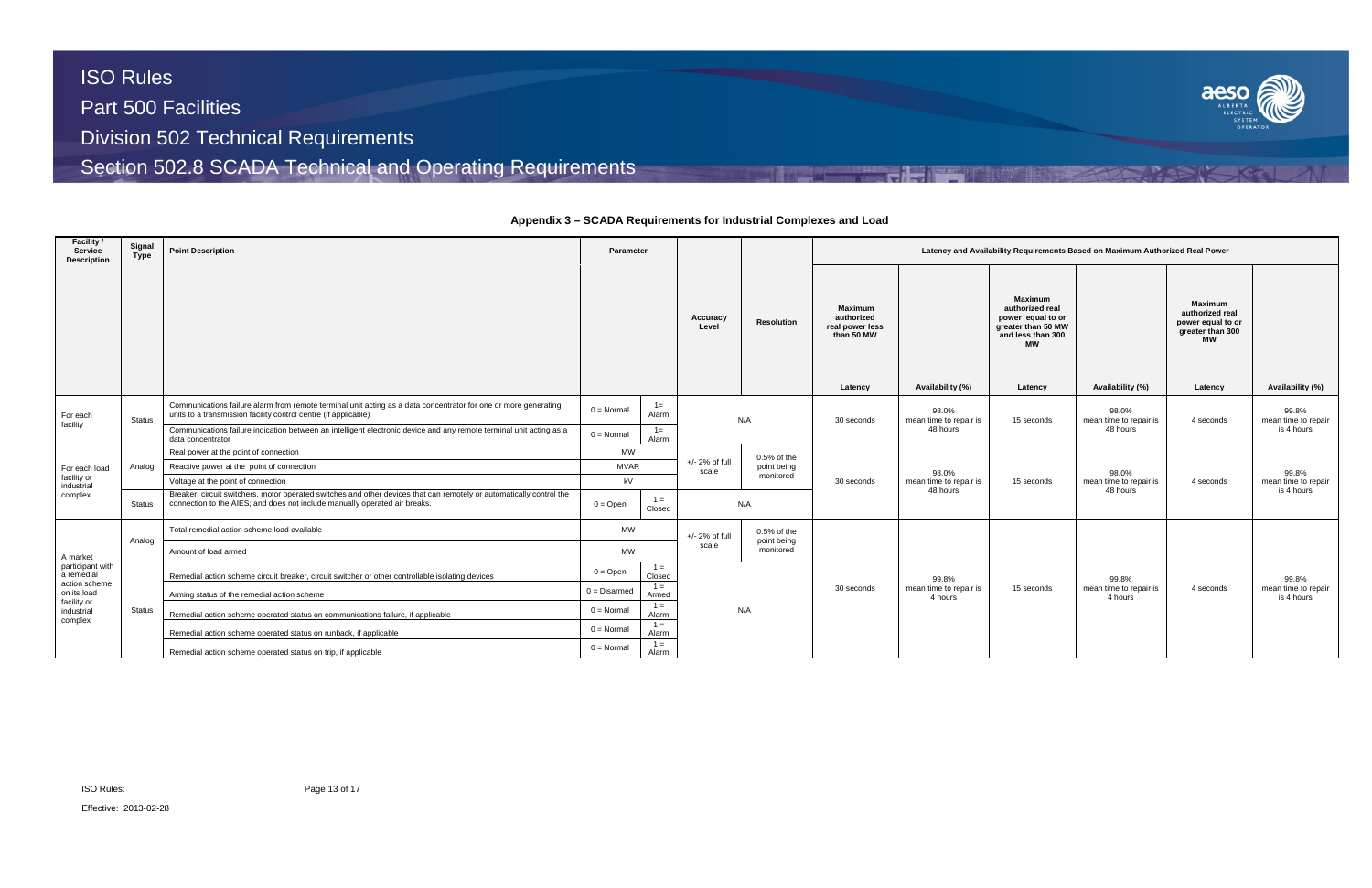## Appendix 3 – SCADA Requirements for Industrial Complexes and Load

| Facility / Service Description | Signal Type | Point Description | Parameter | | Accuracy Level | Resolution | Latency and Availability Requirements Based on Maximum Authorized Real Power | | | | | |
|---|---|---|---|---|---|---|---|---|---|---|---|---|
| | | | | | | | Maximum authorized real power less than 50 MW | | Maximum authorized real power equal to or greater than 50 MW and less than 300 MW | | Maximum authorized real power equal to or greater than 300 MW | |
| | | | | | | | Latency | Availability (%) | Latency | Availability (%) | Latency | Availability (%) |
| For each facility | Status | Communications failure alarm from remote terminal unit acting as a data concentrator for one or more generating units to a transmission facility control centre (if applicable) | 0 = Normal | 1= Alarm | N/A | | 30 seconds | 98.0% mean time to repair is 48 hours | 15 seconds | 98.0% mean time to repair is 48 hours | 4 seconds | 99.8% mean time to repair is 4 hours |
| | | Communications failure indication between an intelligent electronic device and any remote terminal unit acting as a data concentrator | 0 = Normal | 1= Alarm | | | | | | | | |
| For each load facility or industrial complex | Analog | Real power at the point of connection | MW | | +/- 2% of full scale | 0.5% of the point being monitored | 30 seconds | 98.0% mean time to repair is 48 hours | 15 seconds | 98.0% mean time to repair is 48 hours | 4 seconds | 99.8% mean time to repair is 4 hours |
| | | Reactive power at the point of connection | MVAR | | | | | | | | | |
| | | Voltage at the point of connection | kV | | | | | | | | | |
| | Status | Breaker, circuit switchers, motor operated switches and other devices that can remotely or automatically control the connection to the AIES; and does not include manually operated air breaks. | 0 = Open | 1 = Closed | N/A | | | | | | | |
| A market participant with a remedial action scheme on its load facility or industrial complex | Analog | Total remedial action scheme load available | MW | | +/- 2% of full scale | 0.5% of the point being monitored | 30 seconds | 99.8% mean time to repair is 4 hours | 15 seconds | 99.8% mean time to repair is 4 hours | 4 seconds | 99.8% mean time to repair is 4 hours |
| | | Amount of load armed | MW | | | | | | | | | |
| | Status | Remedial action scheme circuit breaker, circuit switcher or other controllable isolating devices | 0 = Open | 1 = Closed | N/A | | | | | | | |
| | | Arming status of the remedial action scheme | 0 = Disarmed | 1 = Armed | | | | | | | | |
| | | Remedial action scheme operated status on communications failure, if applicable | 0 = Normal | 1 = Alarm | | | | | | | | |
| | | Remedial action scheme operated status on runback, if applicable | 0 = Normal | 1 = Alarm | | | | | | | | |
| | | Remedial action scheme operated status on trip, if applicable | 0 = Normal | 1 = Alarm | | | | | | | | |

ISO Rules:

Effective: 2013-02-28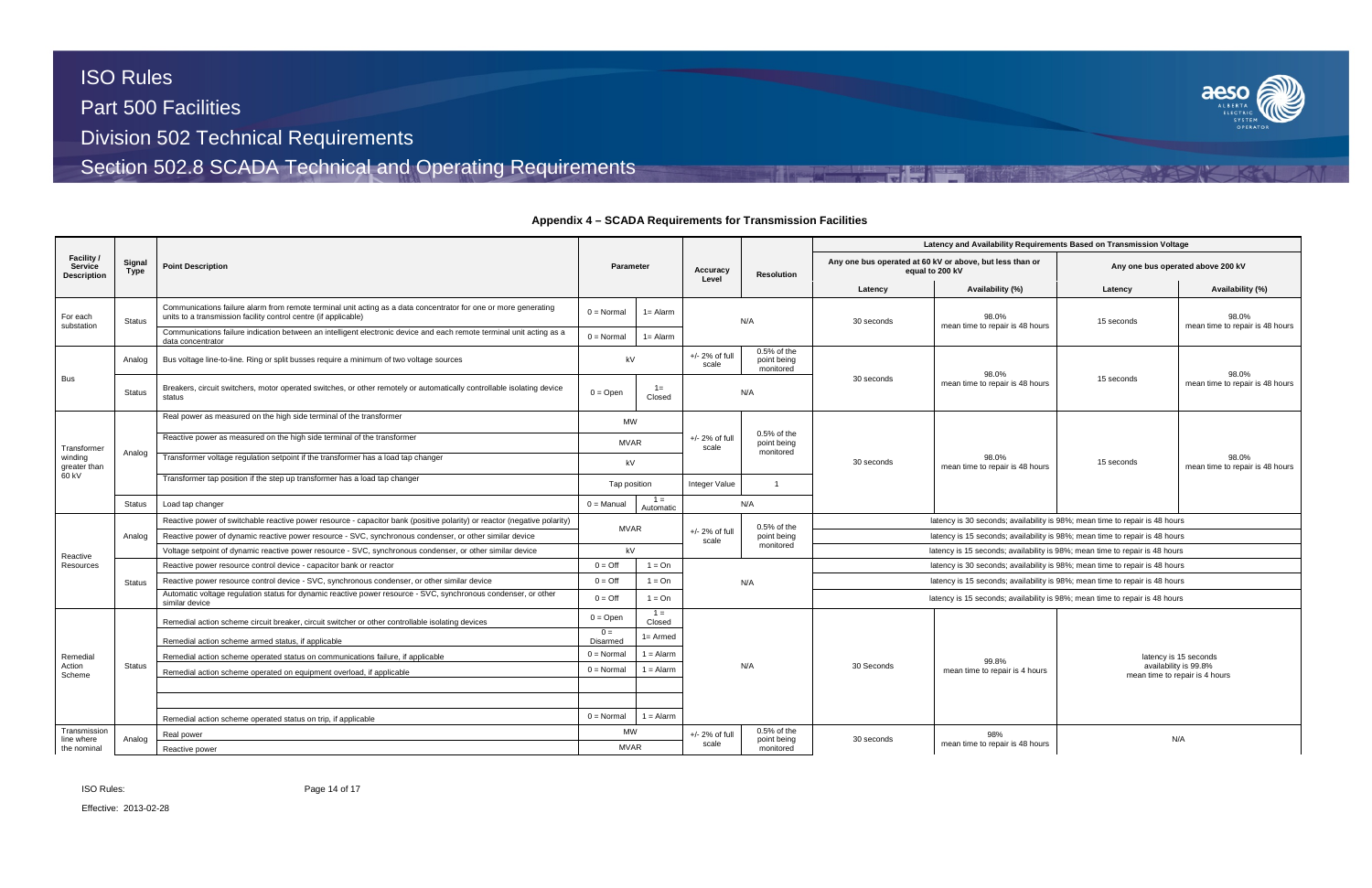## Appendix 4 – SCADA Requirements for Transmission Facilities

| Facility / Service Description | Signal Type | Point Description | Parameter | | Accuracy Level | Resolution | Latency and Availability Requirements Based on Transmission Voltage | | | |
|---|---|---|---|---|---|---|---|---|---|---|
| | | | | | | | Any one bus operated at 60 kV or above, but less than or equal to 200 kV | | Any one bus operated above 200 kV | |
| | | | | | | | Latency | Availability (%) | Latency | Availability (%) |
| For each substation | Status | Communications failure alarm from remote terminal unit acting as a data concentrator for one or more generating units to a transmission facility control centre (if applicable) | 0 = Normal | 1= Alarm | N/A | | 30 seconds | 98.0% mean time to repair is 48 hours | 15 seconds | 98.0% mean time to repair is 48 hours |
| | | Communications failure indication between an intelligent electronic device and each remote terminal unit acting as a data concentrator | 0 = Normal | 1= Alarm | | | | | | |
| Bus | Analog | Bus voltage line-to-line. Ring or split busses require a minimum of two voltage sources | kV | | +/- 2% of full scale | 0.5% of the point being monitored | 30 seconds | 98.0% mean time to repair is 48 hours | 15 seconds | 98.0% mean time to repair is 48 hours |
| | Status | Breakers, circuit switchers, motor operated switches, or other remotely or automatically controllable isolating device status | 0 = Open | 1= Closed | N/A | | | | | |
| Transformer winding greater than 60 kV | Analog | Real power as measured on the high side terminal of the transformer | MW | | +/- 2% of full scale | 0.5% of the point being monitored | 30 seconds | 98.0% mean time to repair is 48 hours | 15 seconds | 98.0% mean time to repair is 48 hours |
| | | Reactive power as measured on the high side terminal of the transformer | MVAR | | | | | | | |
| | | Transformer voltage regulation setpoint if the transformer has a load tap changer | kV | | | | | | | |
| | | Transformer tap position if the step up transformer has a load tap changer | Tap position | | Integer Value | 1 | | | | |
| | Status | Load tap changer | 0 = Manual | 1 = Automatic | N/A | | | | | |
| Reactive Resources | Analog | Reactive power of switchable reactive power resource - capacitor bank (positive polarity) or reactor (negative polarity) | MVAR | | +/- 2% of full scale | 0.5% of the point being monitored | latency is 30 seconds; availability is 98%; mean time to repair is 48 hours | | | |
| | | Reactive power of dynamic reactive power resource - SVC, synchronous condenser, or other similar device | | | | | latency is 15 seconds; availability is 98%; mean time to repair is 48 hours | | | |
| | | Voltage setpoint of dynamic reactive power resource - SVC, synchronous condenser, or other similar device | kV | | | | latency is 15 seconds; availability is 98%; mean time to repair is 48 hours | | | |
| | Status | Reactive power resource control device - capacitor bank or reactor | 0 = Off | 1 = On | N/A | | latency is 30 seconds; availability is 98%; mean time to repair is 48 hours | | | |
| | | Reactive power resource control device - SVC, synchronous condenser, or other similar device | 0 = Off | 1 = On | | | latency is 15 seconds; availability is 98%; mean time to repair is 48 hours | | | |
| | | Automatic voltage regulation status for dynamic reactive power resource - SVC, synchronous condenser, or other similar device | 0 = Off | 1 = On | | | latency is 15 seconds; availability is 98%; mean time to repair is 48 hours | | | |
| Remedial Action Scheme | Status | Remedial action scheme circuit breaker, circuit switcher or other controllable isolating devices | 0 = Open | 1 = Closed | N/A | | 30 Seconds | 99.8% mean time to repair is 4 hours | latency is 15 seconds availability is 99.8% mean time to repair is 4 hours | |
| | | Remedial action scheme armed status, if applicable | 0 = Disarmed | 1= Armed | | | | | | |
| | | Remedial action scheme operated status on communications failure, if applicable | 0 = Normal | 1 = Alarm | | | | | | |
| | | Remedial action scheme operated on equipment overload, if applicable | 0 = Normal | 1 = Alarm | | | | | | |
| | | | | | | | | | | |
| | | | | | | | | | | |
| | | Remedial action scheme operated status on trip, if applicable | 0 = Normal | 1 = Alarm | | | | | | |
| Transmission line where the nominal | Analog | Real power | MW | | +/- 2% of full scale | 0.5% of the point being monitored | 30 seconds | 98% mean time to repair is 48 hours | N/A | |
| | | Reactive power | MVAR | | | | | | | |

Effective: 2013-02-28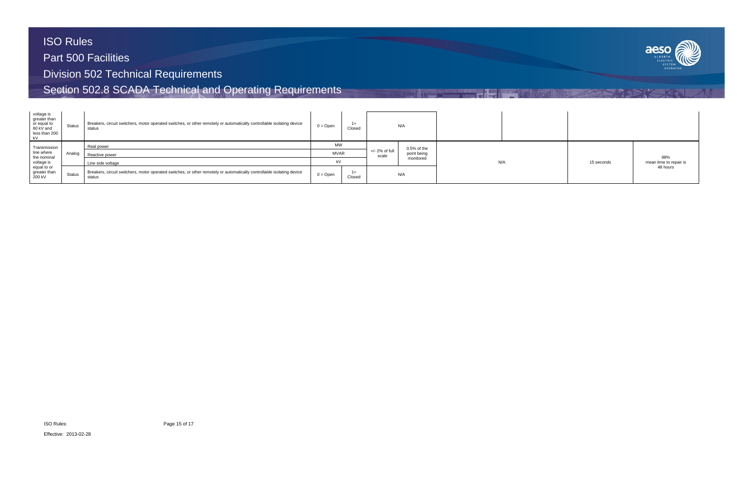| voltage is greater than or equal to 60 kV and less than 200 kV | Status | Breakers, circuit switchers, motor operated switches, or other remotely or automatically controllable isolating device status | 0 = Open | 1= Closed | N/A | | | | | |
|---|---|---|---|---|---|---|---|---|---|---|
| Transmission line where the nominal voltage is equal to or greater than 200 kV | Analog | Real power | MW | | +/- 2% of full scale | 0.5% of the point being monitored | N/A | | 15 seconds | 98% mean time to repair is 48 hours |
| | | Reactive power | MVAR | | | | | | | |
| | | Line side voltage | kV | | | | | | | |
| | Status | Breakers, circuit switchers, motor operated switches, or other remotely or automatically controllable isolating device status | 0 = Open | 1= Closed | N/A | | | | | |

Effective: 2013-02-28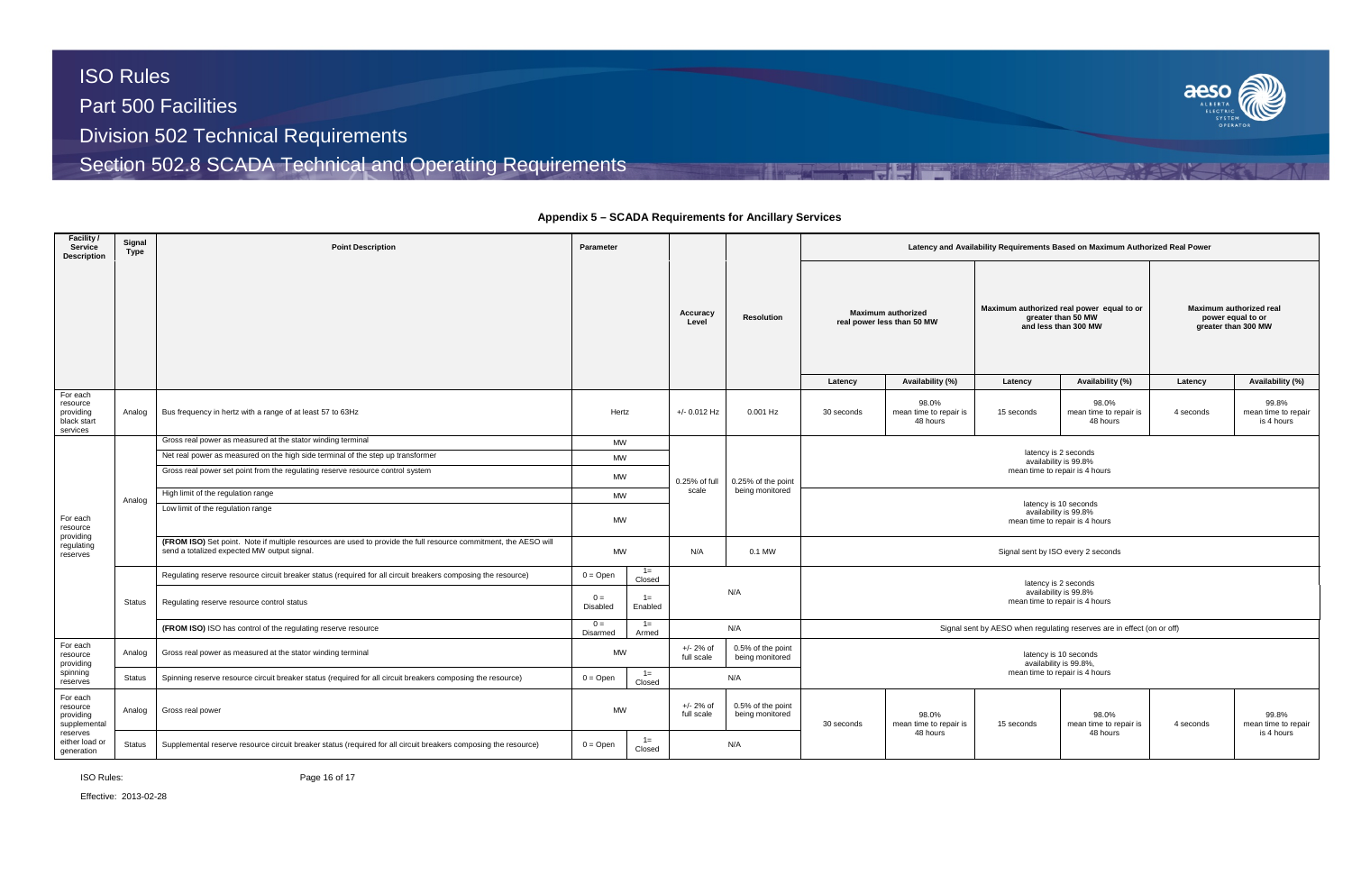## Appendix 5 – SCADA Requirements for Ancillary Services

| Facility / Service Description | Signal Type | Point Description | Parameter | | Accuracy Level | Resolution | Latency and Availability Requirements Based on Maximum Authorized Real Power | | | | | |
|---|---|---|---|---|---|---|---|---|---|---|---|---|
| | | | | | | | Maximum authorized real power less than 50 MW | | Maximum authorized real power equal to or greater than 50 MW and less than 300 MW | | Maximum authorized real power equal to or greater than 300 MW | |
| | | | | | | | Latency | Availability (%) | Latency | Availability (%) | Latency | Availability (%) |
| For each resource providing black start services | Analog | Bus frequency in hertz with a range of at least 57 to 63Hz | Hertz | | +/- 0.012 Hz | 0.001 Hz | 30 seconds | 98.0% mean time to repair is 48 hours | 15 seconds | 98.0% mean time to repair is 48 hours | 4 seconds | 99.8% mean time to repair is 4 hours |
| For each resource providing regulating reserves | Analog | Gross real power as measured at the stator winding terminal | MW | | 0.25% of full scale | 0.25% of the point being monitored | latency is 2 seconds availability is 99.8% mean time to repair is 4 hours | | | | | |
| | | Net real power as measured on the high side terminal of the step up transformer | MW | | | | | | | | | |
| | | Gross real power set point from the regulating reserve resource control system | MW | | | | | | | | | |
| | | High limit of the regulation range | MW | | | | latency is 10 seconds availability is 99.8% mean time to repair is 4 hours | | | | | |
| | | Low limit of the regulation range | MW | | | | | | | | | |
| | | **(FROM ISO)** Set point. Note if multiple resources are used to provide the full resource commitment, the AESO will send a totalized expected MW output signal. | MW | | N/A | 0.1 MW | Signal sent by ISO every 2 seconds | | | | | |
| | Status | Regulating reserve resource circuit breaker status (required for all circuit breakers composing the resource) | 0 = Open | 1= Closed | N/A | | latency is 2 seconds availability is 99.8% mean time to repair is 4 hours | | | | | |
| | | Regulating reserve resource control status | 0 = Disabled | 1= Enabled | | | | | | | | |
| | | **(FROM ISO)** ISO has control of the regulating reserve resource | 0 = Disarmed | 1= Armed | N/A | | Signal sent by AESO when regulating reserves are in effect (on or off) | | | | | |
| For each resource providing spinning reserves | Analog | Gross real power as measured at the stator winding terminal | MW | | +/- 2% of full scale | 0.5% of the point being monitored | latency is 10 seconds availability is 99.8%, mean time to repair is 4 hours | | | | | |
| | Status | Spinning reserve resource circuit breaker status (required for all circuit breakers composing the resource) | 0 = Open | 1= Closed | N/A | | | | | | | |
| For each resource providing supplemental reserves either load or generation | Analog | Gross real power | MW | | +/- 2% of full scale | 0.5% of the point being monitored | 30 seconds | 98.0% mean time to repair is 48 hours | 15 seconds | 98.0% mean time to repair is 48 hours | 4 seconds | 99.8% mean time to repair is 4 hours |
| | Status | Supplemental reserve resource circuit breaker status (required for all circuit breakers composing the resource) | 0 = Open | 1= Closed | N/A | | | | | | | |

ISO Rules:

Effective: 2013-02-28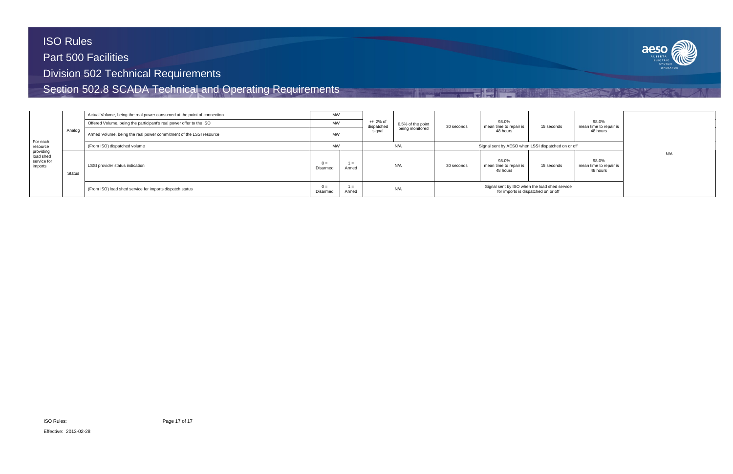| | | | | | | | | | | | | |
|---|---|---|---|---|---|---|---|---|---|---|---|---|
| For each resource providing load shed service for imports | Analog | Actual Volume, being the real power consumed at the point of connection | MW | | +/- 2% of dispatched signal | 0.5% of the point being monitored | 30 seconds | 98.0% mean time to repair is 48 hours | 15 seconds | 98.0% mean time to repair is 48 hours | N/A |
| | | Offered Volume, being the participant's real power offer to the ISO | MW | | | | | | | | |
| | | Armed Volume, being the real power commitment of the LSSI resource | MW | | | | | | | | |
| | | (From ISO) dispatched volume | MW | | N/A | | Signal sent by AESO when LSSI dispatched on or off | | | | |
| | Status | LSSI provider status indication | 0 = Disarmed | 1 = Armed | N/A | | 30 seconds | 98.0% mean time to repair is 48 hours | 15 seconds | 98.0% mean time to repair is 48 hours | |
| | | (From ISO) load shed service for imports dispatch status | 0 = Disarmed | 1 = Armed | N/A | | Signal sent by ISO when the load shed service for imports is dispatched on or off | | | | |

ISO Rules:

Effective: 2013-02-28